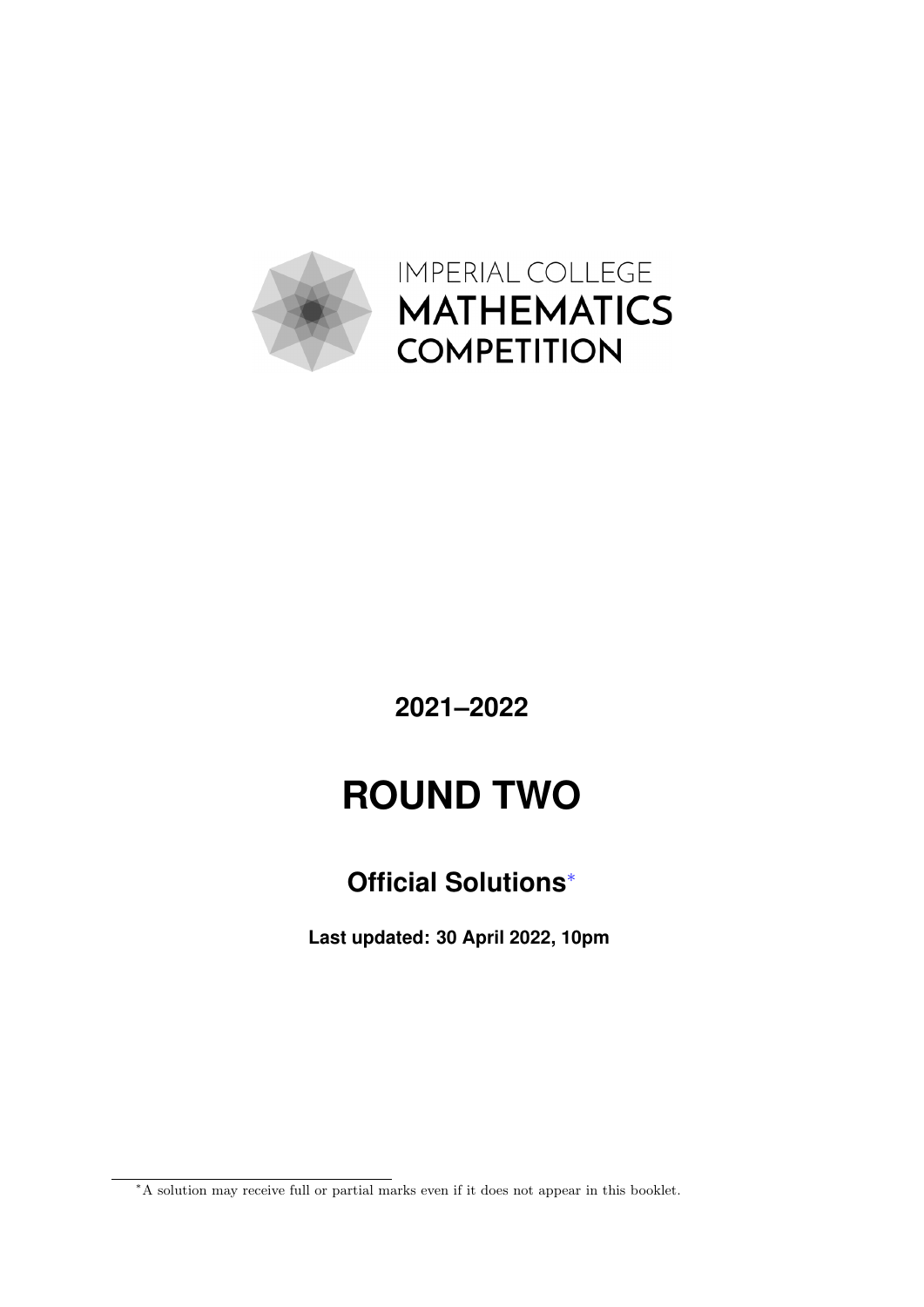IMPERIAL COLLEGE
**MATHEMATICS**
**COMPETITION**

# 2021–2022

# ROUND TWO

## Official Solutions*

**Last updated: 30 April 2022, 10pm**

*A solution may receive full or partial marks even if it does not appear in this booklet.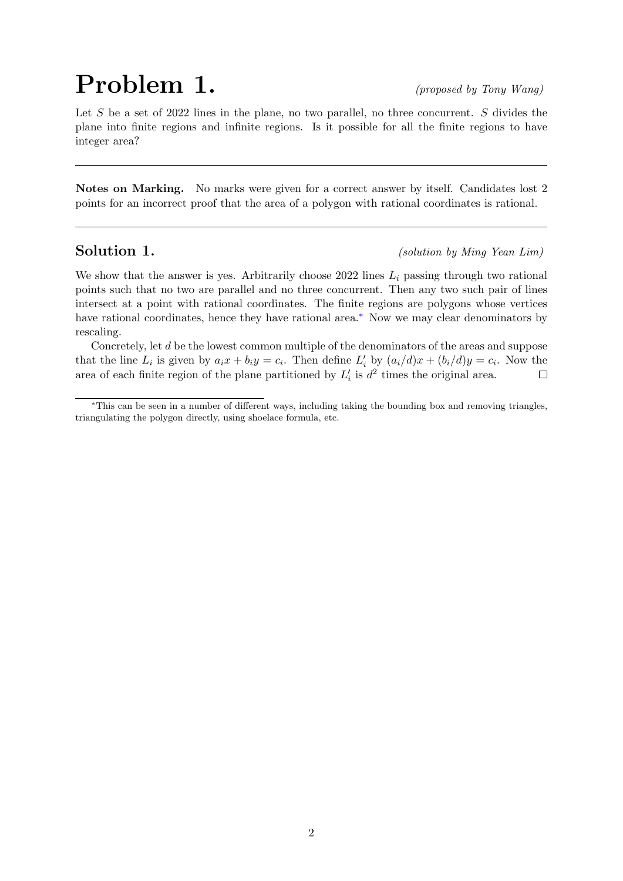# Problem 1.

*(proposed by Tony Wang)*

Let $S$ be a set of 2022 lines in the plane, no two parallel, no three concurrent. $S$ divides the plane into finite regions and infinite regions. Is it possible for all the finite regions to have integer area?

---

**Notes on Marking.** No marks were given for a correct answer by itself. Candidates lost 2 points for an incorrect proof that the area of a polygon with rational coordinates is rational.

---

## Solution 1.

*(solution by Ming Yean Lim)*

We show that the answer is yes. Arbitrarily choose 2022 lines $L_i$ passing through two rational points such that no two are parallel and no three concurrent. Then any two such pair of lines intersect at a point with rational coordinates. The finite regions are polygons whose vertices have rational coordinates, hence they have rational area.* Now we may clear denominators by rescaling.

Concretely, let $d$ be the lowest common multiple of the denominators of the areas and suppose that the line $L_i$ is given by $a_i x + b_i y = c_i$. Then define $L'_i$ by $(a_i/d)x + (b_i/d)y = c_i$. Now the area of each finite region of the plane partitioned by $L'_i$ is $d^2$ times the original area. □

---

*This can be seen in a number of different ways, including taking the bounding box and removing triangles, triangulating the polygon directly, using shoelace formula, etc.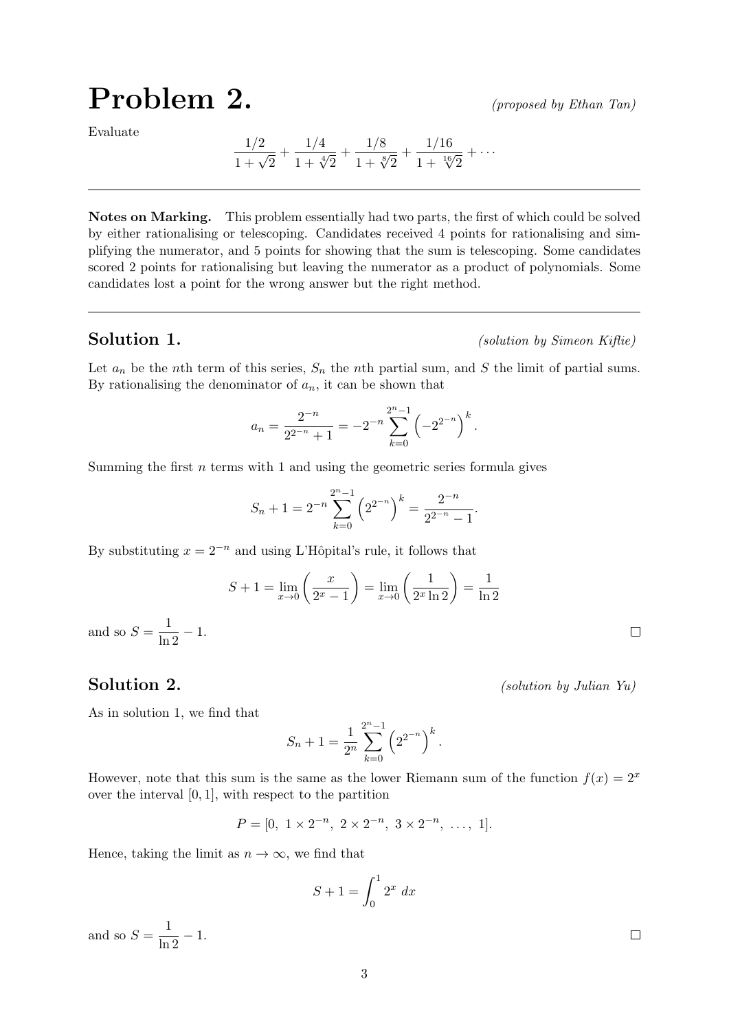# Problem 2.

*(proposed by Ethan Tan)*

Evaluate

$$\frac{1/2}{1+\sqrt{2}} + \frac{1/4}{1+\sqrt[4]{2}} + \frac{1/8}{1+\sqrt[8]{2}} + \frac{1/16}{1+\sqrt[16]{2}} + \cdots$$

---

**Notes on Marking.** This problem essentially had two parts, the first of which could be solved by either rationalising or telescoping. Candidates received 4 points for rationalising and simplifying the numerator, and 5 points for showing that the sum is telescoping. Some candidates scored 2 points for rationalising but leaving the numerator as a product of polynomials. Some candidates lost a point for the wrong answer but the right method.

---

## Solution 1.

*(solution by Simeon Kiflie)*

Let $a_n$ be the $n$th term of this series, $S_n$ the $n$th partial sum, and $S$ the limit of partial sums. By rationalising the denominator of $a_n$, it can be shown that

$$a_n = \frac{2^{-n}}{2^{2^{-n}}+1} = -2^{-n} \sum_{k=0}^{2^n-1} \left(-2^{2^{-n}}\right)^k.$$

Summing the first $n$ terms with 1 and using the geometric series formula gives

$$S_n + 1 = 2^{-n} \sum_{k=0}^{2^n-1} \left(2^{2^{-n}}\right)^k = \frac{2^{-n}}{2^{2^{-n}}-1}.$$

By substituting $x = 2^{-n}$ and using L'Hôpital's rule, it follows that

$$S + 1 = \lim_{x\to 0}\left(\frac{x}{2^x - 1}\right) = \lim_{x\to 0}\left(\frac{1}{2^x \ln 2}\right) = \frac{1}{\ln 2}$$

and so $S = \dfrac{1}{\ln 2} - 1$. □

## Solution 2.

*(solution by Julian Yu)*

As in solution 1, we find that

$$S_n + 1 = \frac{1}{2^n} \sum_{k=0}^{2^n-1} \left(2^{2^{-n}}\right)^k.$$

However, note that this sum is the same as the lower Riemann sum of the function $f(x) = 2^x$ over the interval $[0, 1]$, with respect to the partition

$$P = [0,\ 1\times 2^{-n},\ 2\times 2^{-n},\ 3\times 2^{-n},\ \ldots,\ 1].$$

Hence, taking the limit as $n \to \infty$, we find that

$$S + 1 = \int_0^1 2^x \, dx$$

and so $S = \dfrac{1}{\ln 2} - 1$. □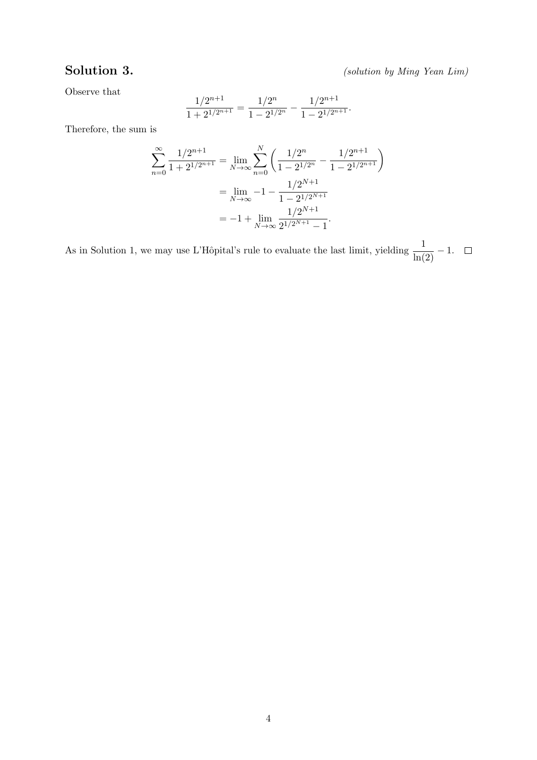## Solution 3.

*(solution by Ming Yean Lim)*

Observe that

$$\frac{1/2^{n+1}}{1+2^{1/2^{n+1}}} = \frac{1/2^n}{1-2^{1/2^n}} - \frac{1/2^{n+1}}{1-2^{1/2^{n+1}}}.$$

Therefore, the sum is

$$\begin{aligned}
\sum_{n=0}^{\infty} \frac{1/2^{n+1}}{1+2^{1/2^{n+1}}} &= \lim_{N\to\infty} \sum_{n=0}^{N} \left( \frac{1/2^n}{1-2^{1/2^n}} - \frac{1/2^{n+1}}{1-2^{1/2^{n+1}}} \right) \\
&= \lim_{N\to\infty} -1 - \frac{1/2^{N+1}}{1-2^{1/2^{N+1}}} \\
&= -1 + \lim_{N\to\infty} \frac{1/2^{N+1}}{2^{1/2^{N+1}}-1}.
\end{aligned}$$

As in Solution 1, we may use L'Hôpital's rule to evaluate the last limit, yielding $\dfrac{1}{\ln(2)} - 1$. $\square$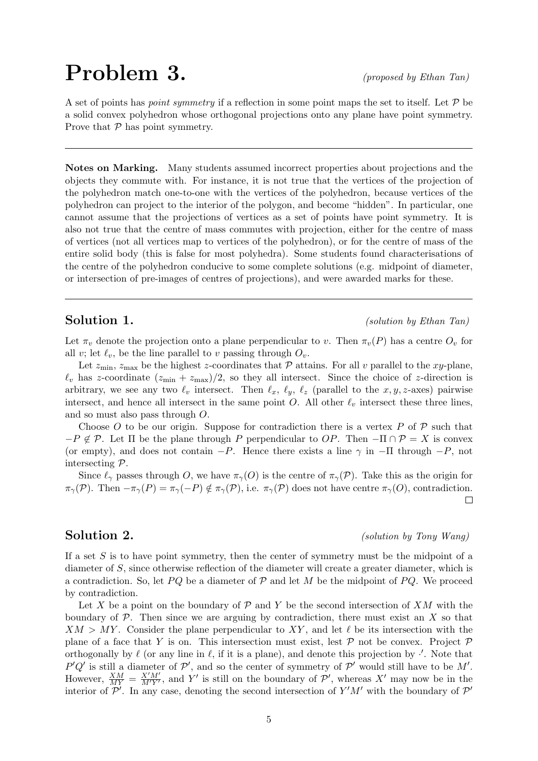# Problem 3. *(proposed by Ethan Tan)*

A set of points has *point symmetry* if a reflection in some point maps the set to itself. Let $\mathcal{P}$ be a solid convex polyhedron whose orthogonal projections onto any plane have point symmetry. Prove that $\mathcal{P}$ has point symmetry.

---

**Notes on Marking.** Many students assumed incorrect properties about projections and the objects they commute with. For instance, it is not true that the vertices of the projection of the polyhedron match one-to-one with the vertices of the polyhedron, because vertices of the polyhedron can project to the interior of the polygon, and become "hidden". In particular, one cannot assume that the projections of vertices as a set of points have point symmetry. It is also not true that the centre of mass commutes with projection, either for the centre of mass of vertices (not all vertices map to vertices of the polyhedron), or for the centre of mass of the entire solid body (this is false for most polyhedra). Some students found characterisations of the centre of the polyhedron conducive to some complete solutions (e.g. midpoint of diameter, or intersection of pre-images of centres of projections), and were awarded marks for these.

---

## Solution 1. *(solution by Ethan Tan)*

Let $\pi_v$ denote the projection onto a plane perpendicular to $v$. Then $\pi_v(P)$ has a centre $O_v$ for all $v$; let $\ell_v$, be the line parallel to $v$ passing through $O_v$.

Let $z_{\min}$, $z_{\max}$ be the highest $z$-coordinates that $\mathcal{P}$ attains. For all $v$ parallel to the $xy$-plane, $\ell_v$ has $z$-coordinate $(z_{\min} + z_{\max})/2$, so they all intersect. Since the choice of $z$-direction is arbitrary, we see any two $\ell_v$ intersect. Then $\ell_x$, $\ell_y$, $\ell_z$ (parallel to the $x, y, z$-axes) pairwise intersect, and hence all intersect in the same point $O$. All other $\ell_v$ intersect these three lines, and so must also pass through $O$.

Choose $O$ to be our origin. Suppose for contradiction there is a vertex $P$ of $\mathcal{P}$ such that $-P \notin \mathcal{P}$. Let $\Pi$ be the plane through $P$ perpendicular to $OP$. Then $-\Pi \cap \mathcal{P} = X$ is convex (or empty), and does not contain $-P$. Hence there exists a line $\gamma$ in $-\Pi$ through $-P$, not intersecting $\mathcal{P}$.

Since $\ell_\gamma$ passes through $O$, we have $\pi_\gamma(O)$ is the centre of $\pi_\gamma(\mathcal{P})$. Take this as the origin for $\pi_\gamma(\mathcal{P})$. Then $-\pi_\gamma(P) = \pi_\gamma(-P) \notin \pi_\gamma(\mathcal{P})$, i.e. $\pi_\gamma(\mathcal{P})$ does not have centre $\pi_\gamma(O)$, contradiction. □

## Solution 2. *(solution by Tony Wang)*

If a set $S$ is to have point symmetry, then the center of symmetry must be the midpoint of a diameter of $S$, since otherwise reflection of the diameter will create a greater diameter, which is a contradiction. So, let $PQ$ be a diameter of $\mathcal{P}$ and let $M$ be the midpoint of $PQ$. We proceed by contradiction.

Let $X$ be a point on the boundary of $\mathcal{P}$ and $Y$ be the second intersection of $XM$ with the boundary of $\mathcal{P}$. Then since we are arguing by contradiction, there must exist an $X$ so that $XM > MY$. Consider the plane perpendicular to $XY$, and let $\ell$ be its intersection with the plane of a face that $Y$ is on. This intersection must exist, lest $\mathcal{P}$ not be convex. Project $\mathcal{P}$ orthogonally by $\ell$ (or any line in $\ell$, if it is a plane), and denote this projection by $\cdot'$. Note that $P'Q'$ is still a diameter of $\mathcal{P}'$, and so the center of symmetry of $\mathcal{P}'$ would still have to be $M'$. However, $\frac{XM}{MY} = \frac{X'M'}{M'Y'}$, and $Y'$ is still on the boundary of $\mathcal{P}'$, whereas $X'$ may now be in the interior of $\mathcal{P}'$. In any case, denoting the second intersection of $Y'M'$ with the boundary of $\mathcal{P}'$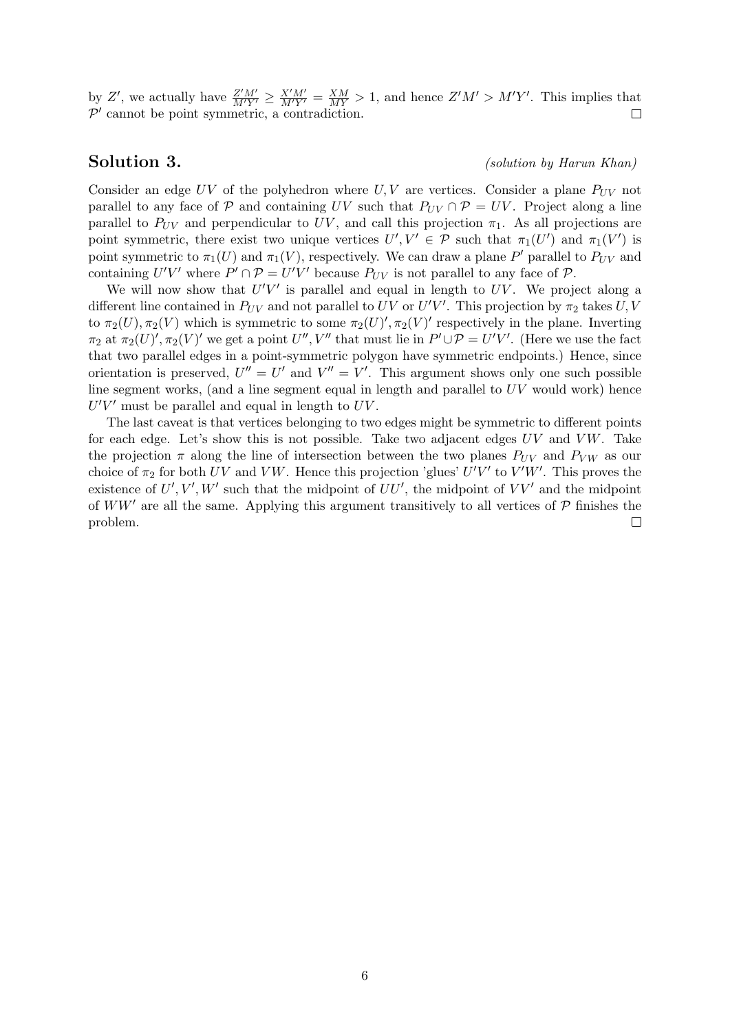by $Z'$, we actually have $\frac{Z'M'}{M'Y'} \geq \frac{X'M'}{M'Y'} = \frac{XM}{MY} > 1$, and hence $Z'M' > M'Y'$. This implies that $\mathcal{P}'$ cannot be point symmetric, a contradiction. □

## Solution 3.

*(solution by Harun Khan)*

Consider an edge $UV$ of the polyhedron where $U, V$ are vertices. Consider a plane $P_{UV}$ not parallel to any face of $\mathcal{P}$ and containing $UV$ such that $P_{UV} \cap \mathcal{P} = UV$. Project along a line parallel to $P_{UV}$ and perpendicular to $UV$, and call this projection $\pi_1$. As all projections are point symmetric, there exist two unique vertices $U', V' \in \mathcal{P}$ such that $\pi_1(U')$ and $\pi_1(V')$ is point symmetric to $\pi_1(U)$ and $\pi_1(V)$, respectively. We can draw a plane $P'$ parallel to $P_{UV}$ and containing $U'V'$ where $P' \cap \mathcal{P} = U'V'$ because $P_{UV}$ is not parallel to any face of $\mathcal{P}$.

We will now show that $U'V'$ is parallel and equal in length to $UV$. We project along a different line contained in $P_{UV}$ and not parallel to $UV$ or $U'V'$. This projection by $\pi_2$ takes $U, V$ to $\pi_2(U), \pi_2(V)$ which is symmetric to some $\pi_2(U)', \pi_2(V)'$ respectively in the plane. Inverting $\pi_2$ at $\pi_2(U)', \pi_2(V)'$ we get a point $U'', V''$ that must lie in $P' \cup \mathcal{P} = U'V'$. (Here we use the fact that two parallel edges in a point-symmetric polygon have symmetric endpoints.) Hence, since orientation is preserved, $U'' = U'$ and $V'' = V'$. This argument shows only one such possible line segment works, (and a line segment equal in length and parallel to $UV$ would work) hence $U'V'$ must be parallel and equal in length to $UV$.

The last caveat is that vertices belonging to two edges might be symmetric to different points for each edge. Let's show this is not possible. Take two adjacent edges $UV$ and $VW$. Take the projection $\pi$ along the line of intersection between the two planes $P_{UV}$ and $P_{VW}$ as our choice of $\pi_2$ for both $UV$ and $VW$. Hence this projection 'glues' $U'V'$ to $V'W'$. This proves the existence of $U', V', W'$ such that the midpoint of $UU'$, the midpoint of $VV'$ and the midpoint of $WW'$ are all the same. Applying this argument transitively to all vertices of $\mathcal{P}$ finishes the problem. □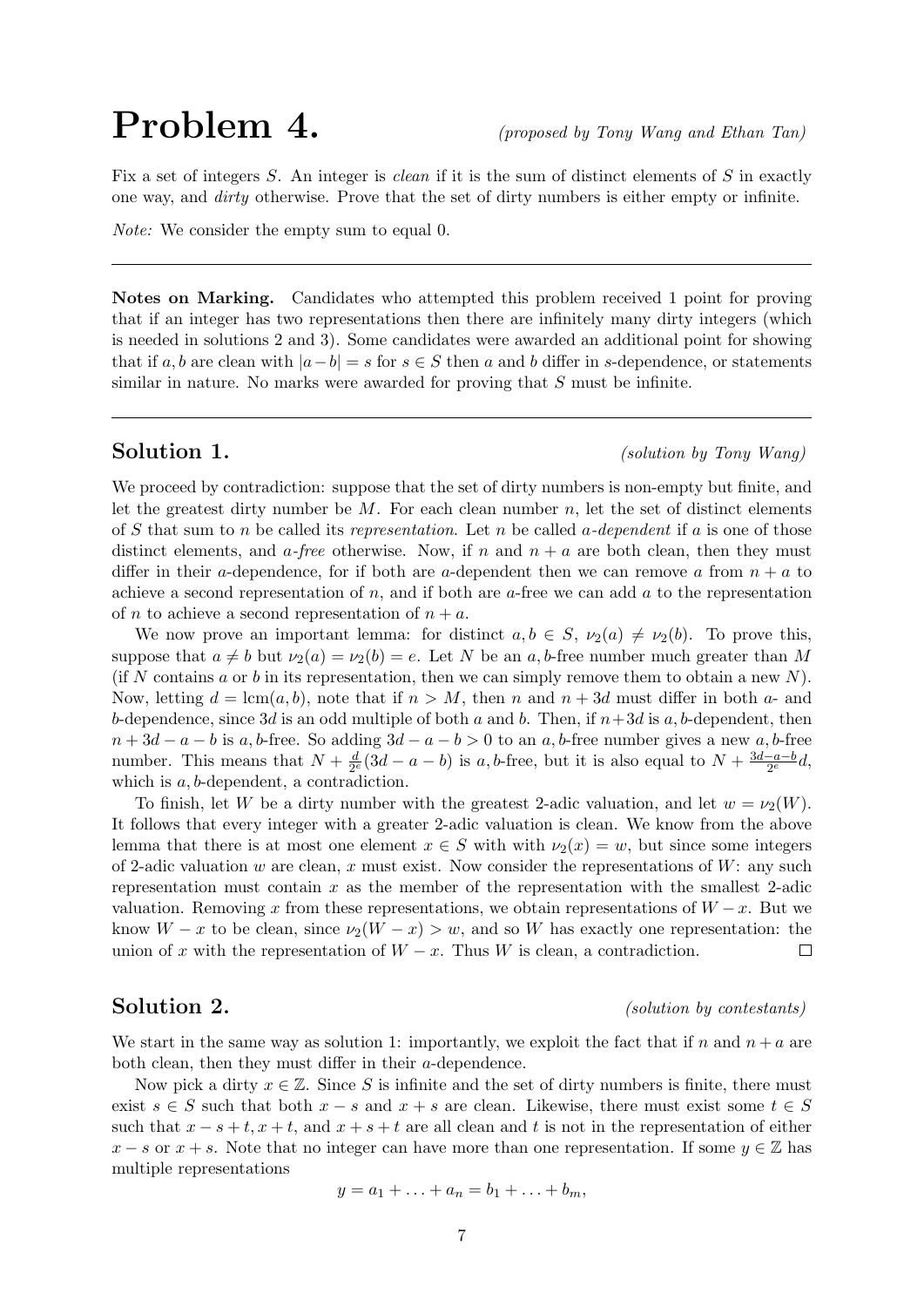# Problem 4.

*(proposed by Tony Wang and Ethan Tan)*

Fix a set of integers $S$. An integer is *clean* if it is the sum of distinct elements of $S$ in exactly one way, and *dirty* otherwise. Prove that the set of dirty numbers is either empty or infinite.

*Note:* We consider the empty sum to equal 0.

---

**Notes on Marking.** Candidates who attempted this problem received 1 point for proving that if an integer has two representations then there are infinitely many dirty integers (which is needed in solutions 2 and 3). Some candidates were awarded an additional point for showing that if $a, b$ are clean with $|a-b| = s$ for $s \in S$ then $a$ and $b$ differ in $s$-dependence, or statements similar in nature. No marks were awarded for proving that $S$ must be infinite.

---

## Solution 1.

*(solution by Tony Wang)*

We proceed by contradiction: suppose that the set of dirty numbers is non-empty but finite, and let the greatest dirty number be $M$. For each clean number $n$, let the set of distinct elements of $S$ that sum to $n$ be called its *representation*. Let $n$ be called *$a$-dependent* if $a$ is one of those distinct elements, and *$a$-free* otherwise. Now, if $n$ and $n+a$ are both clean, then they must differ in their $a$-dependence, for if both are $a$-dependent then we can remove $a$ from $n+a$ to achieve a second representation of $n$, and if both are $a$-free we can add $a$ to the representation of $n$ to achieve a second representation of $n+a$.

We now prove an important lemma: for distinct $a, b \in S$, $\nu_2(a) \neq \nu_2(b)$. To prove this, suppose that $a \neq b$ but $\nu_2(a) = \nu_2(b) = e$. Let $N$ be an $a, b$-free number much greater than $M$ (if $N$ contains $a$ or $b$ in its representation, then we can simply remove them to obtain a new $N$). Now, letting $d = \text{lcm}(a, b)$, note that if $n > M$, then $n$ and $n + 3d$ must differ in both $a$- and $b$-dependence, since $3d$ is an odd multiple of both $a$ and $b$. Then, if $n+3d$ is $a, b$-dependent, then $n + 3d - a - b$ is $a, b$-free. So adding $3d - a - b > 0$ to an $a, b$-free number gives a new $a, b$-free number. This means that $N + \frac{d}{2^e}(3d - a - b)$ is $a, b$-free, but it is also equal to $N + \frac{3d-a-b}{2^e}d$, which is $a, b$-dependent, a contradiction.

To finish, let $W$ be a dirty number with the greatest 2-adic valuation, and let $w = \nu_2(W)$. It follows that every integer with a greater 2-adic valuation is clean. We know from the above lemma that there is at most one element $x \in S$ with with $\nu_2(x) = w$, but since some integers of 2-adic valuation $w$ are clean, $x$ must exist. Now consider the representations of $W$: any such representation must contain $x$ as the member of the representation with the smallest 2-adic valuation. Removing $x$ from these representations, we obtain representations of $W - x$. But we know $W - x$ to be clean, since $\nu_2(W - x) > w$, and so $W$ has exactly one representation: the union of $x$ with the representation of $W - x$. Thus $W$ is clean, a contradiction. $\square$

## Solution 2.

*(solution by contestants)*

We start in the same way as solution 1: importantly, we exploit the fact that if $n$ and $n+a$ are both clean, then they must differ in their $a$-dependence.

Now pick a dirty $x \in \mathbb{Z}$. Since $S$ is infinite and the set of dirty numbers is finite, there must exist $s \in S$ such that both $x - s$ and $x + s$ are clean. Likewise, there must exist some $t \in S$ such that $x - s + t, x + t$, and $x + s + t$ are all clean and $t$ is not in the representation of either $x - s$ or $x + s$. Note that no integer can have more than one representation. If some $y \in \mathbb{Z}$ has multiple representations

$$y = a_1 + \ldots + a_n = b_1 + \ldots + b_m,$$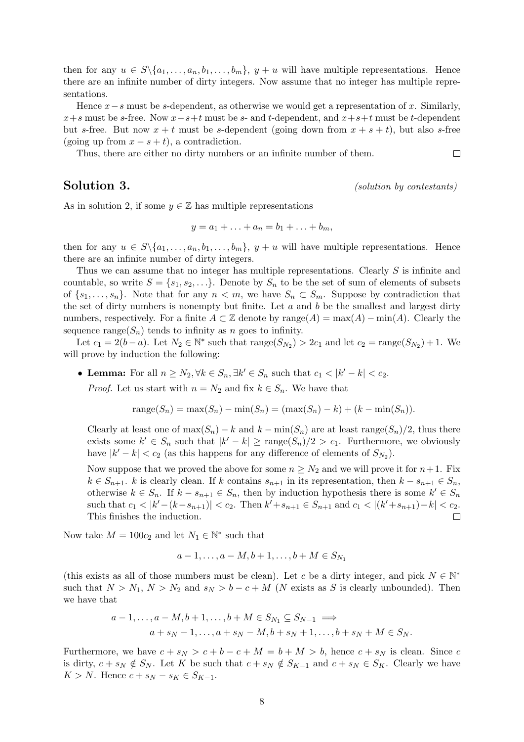then for any $u \in S \backslash \{a_1, \ldots, a_n, b_1, \ldots, b_m\}$, $y + u$ will have multiple representations. Hence there are an infinite number of dirty integers. Now assume that no integer has multiple representations.

Hence $x - s$ must be $s$-dependent, as otherwise we would get a representation of $x$. Similarly, $x + s$ must be $s$-free. Now $x - s + t$ must be $s$- and $t$-dependent, and $x + s + t$ must be $t$-dependent but $s$-free. But now $x + t$ must be $s$-dependent (going down from $x + s + t$), but also $s$-free (going up from $x - s + t$), a contradiction.

Thus, there are either no dirty numbers or an infinite number of them. $\square$

## Solution 3.

*(solution by contestants)*

As in solution 2, if some $y \in \mathbb{Z}$ has multiple representations

$$y = a_1 + \ldots + a_n = b_1 + \ldots + b_m,$$

then for any $u \in S \backslash \{a_1, \ldots, a_n, b_1, \ldots, b_m\}$, $y + u$ will have multiple representations. Hence there are an infinite number of dirty integers.

Thus we can assume that no integer has multiple representations. Clearly $S$ is infinite and countable, so write $S = \{s_1, s_2, \ldots\}$. Denote by $S_n$ to be the set of sum of elements of subsets of $\{s_1, \ldots, s_n\}$. Note that for any $n < m$, we have $S_n \subset S_m$. Suppose by contradiction that the set of dirty numbers is nonempty but finite. Let $a$ and $b$ be the smallest and largest dirty numbers, respectively. For a finite $A \subset \mathbb{Z}$ denote by $\text{range}(A) = \max(A) - \min(A)$. Clearly the sequence $\text{range}(S_n)$ tends to infinity as $n$ goes to infinity.

Let $c_1 = 2(b - a)$. Let $N_2 \in \mathbb{N}^*$ such that $\text{range}(S_{N_2}) > 2c_1$ and let $c_2 = \text{range}(S_{N_2}) + 1$. We will prove by induction the following:

- **Lemma:** For all $n \geq N_2, \forall k \in S_n, \exists k' \in S_n$ such that $c_1 < |k' - k| < c_2$.

  *Proof.* Let us start with $n = N_2$ and fix $k \in S_n$. We have that

  $$\text{range}(S_n) = \max(S_n) - \min(S_n) = (\max(S_n) - k) + (k - \min(S_n)).$$

  Clearly at least one of $\max(S_n) - k$ and $k - \min(S_n)$ are at least $\text{range}(S_n)/2$, thus there exists some $k' \in S_n$ such that $|k' - k| \geq \text{range}(S_n)/2 > c_1$. Furthermore, we obviously have $|k' - k| < c_2$ (as this happens for any difference of elements of $S_{N_2}$).

  Now suppose that we proved the above for some $n \geq N_2$ and we will prove it for $n+1$. Fix $k \in S_{n+1}$. $k$ is clearly clean. If $k$ contains $s_{n+1}$ in its representation, then $k - s_{n+1} \in S_n$, otherwise $k \in S_n$. If $k - s_{n+1} \in S_n$, then by induction hypothesis there is some $k' \in S_n$ such that $c_1 < |k' - (k - s_{n+1})| < c_2$. Then $k' + s_{n+1} \in S_{n+1}$ and $c_1 < |(k' + s_{n+1}) - k| < c_2$. This finishes the induction. $\square$

Now take $M = 100c_2$ and let $N_1 \in \mathbb{N}^*$ such that

$$a - 1, \ldots, a - M, b + 1, \ldots, b + M \in S_{N_1}$$

(this exists as all of those numbers must be clean). Let $c$ be a dirty integer, and pick $N \in \mathbb{N}^*$ such that $N > N_1$, $N > N_2$ and $s_N > b - c + M$ ($N$ exists as $S$ is clearly unbounded). Then we have that

$$a - 1, \ldots, a - M, b + 1, \ldots, b + M \in S_{N_1} \subseteq S_{N-1} \implies$$
$$a + s_N - 1, \ldots, a + s_N - M, b + s_N + 1, \ldots, b + s_N + M \in S_N.$$

Furthermore, we have $c + s_N > c + b - c + M = b + M > b$, hence $c + s_N$ is clean. Since $c$ is dirty, $c + s_N \notin S_N$. Let $K$ be such that $c + s_N \notin S_{K-1}$ and $c + s_N \in S_K$. Clearly we have $K > N$. Hence $c + s_N - s_K \in S_{K-1}$.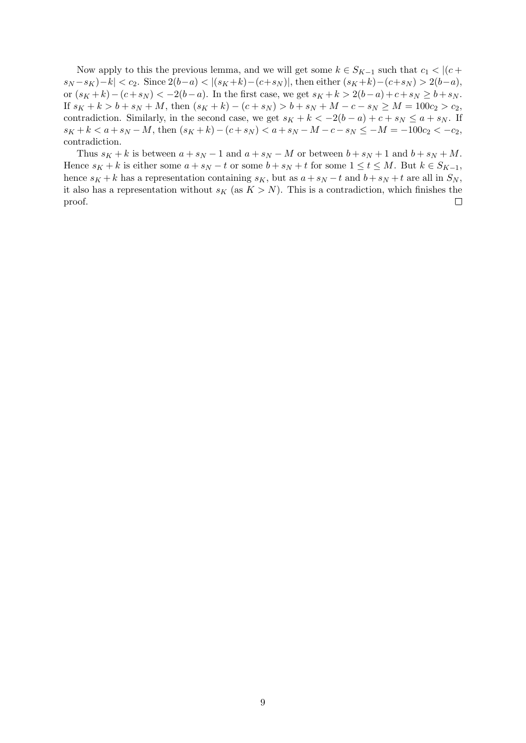Now apply to this the previous lemma, and we will get some $k \in S_{K-1}$ such that $c_1 < |(c + s_N - s_K) - k| < c_2$. Since $2(b-a) < |(s_K+k)-(c+s_N)|$, then either $(s_K+k)-(c+s_N) > 2(b-a)$, or $(s_K+k)-(c+s_N) < -2(b-a)$. In the first case, we get $s_K+k > 2(b-a)+c+s_N \geq b+s_N$. If $s_K + k > b + s_N + M$, then $(s_K + k) - (c + s_N) > b + s_N + M - c - s_N \geq M = 100c_2 > c_2$, contradiction. Similarly, in the second case, we get $s_K + k < -2(b-a) + c + s_N \leq a + s_N$. If $s_K + k < a + s_N - M$, then $(s_K + k) - (c + s_N) < a + s_N - M - c - s_N \leq -M = -100c_2 < -c_2$, contradiction.

Thus $s_K + k$ is between $a + s_N - 1$ and $a + s_N - M$ or between $b + s_N + 1$ and $b + s_N + M$. Hence $s_K + k$ is either some $a + s_N - t$ or some $b + s_N + t$ for some $1 \leq t \leq M$. But $k \in S_{K-1}$, hence $s_K + k$ has a representation containing $s_K$, but as $a + s_N - t$ and $b + s_N + t$ are all in $S_N$, it also has a representation without $s_K$ (as $K > N$). This is a contradiction, which finishes the proof. □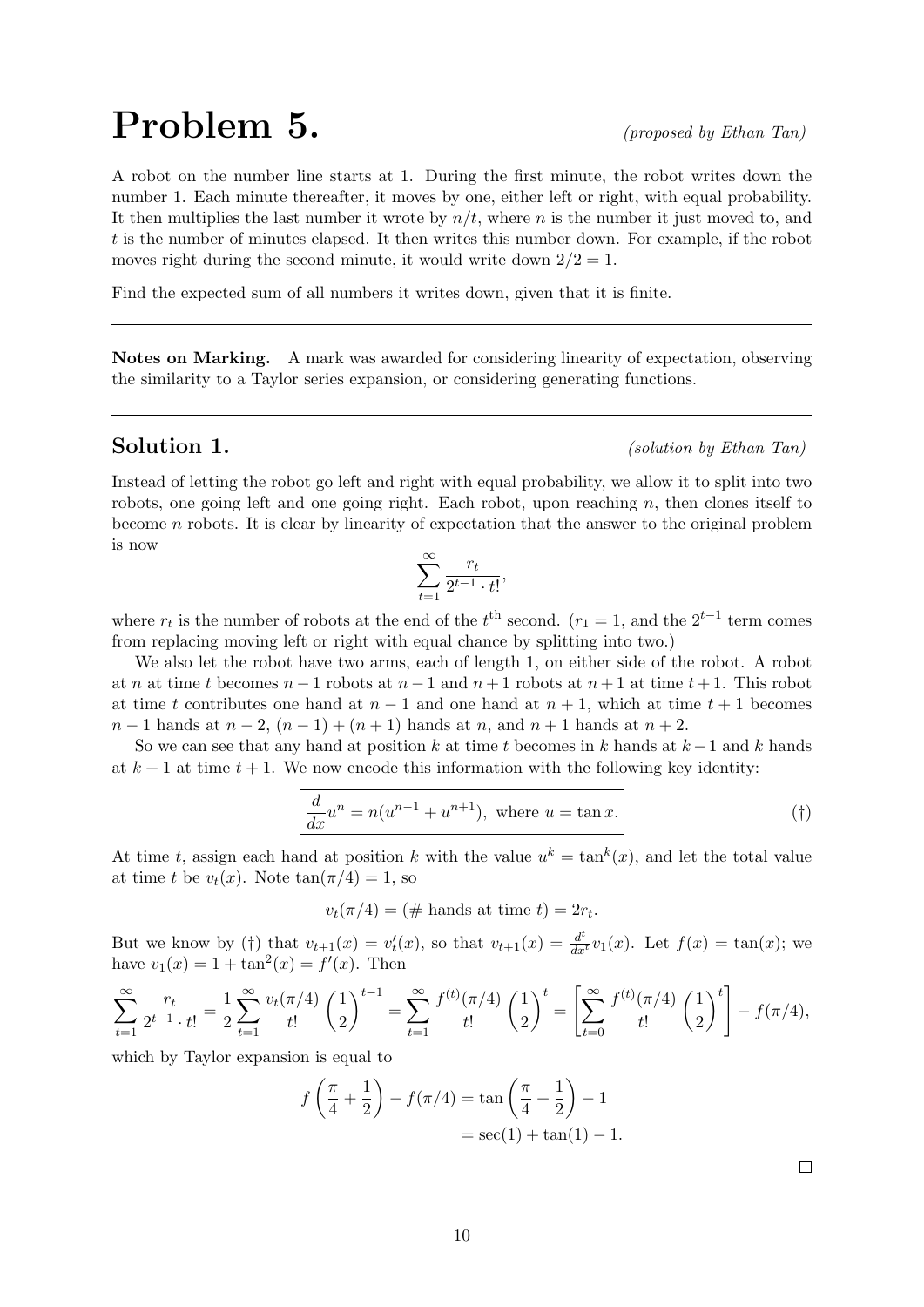# Problem 5. 

*(proposed by Ethan Tan)*

A robot on the number line starts at 1. During the first minute, the robot writes down the number 1. Each minute thereafter, it moves by one, either left or right, with equal probability. It then multiplies the last number it wrote by $n/t$, where $n$ is the number it just moved to, and $t$ is the number of minutes elapsed. It then writes this number down. For example, if the robot moves right during the second minute, it would write down $2/2 = 1$.

Find the expected sum of all numbers it writes down, given that it is finite.

---

**Notes on Marking.** A mark was awarded for considering linearity of expectation, observing the similarity to a Taylor series expansion, or considering generating functions.

---

## Solution 1.

*(solution by Ethan Tan)*

Instead of letting the robot go left and right with equal probability, we allow it to split into two robots, one going left and one going right. Each robot, upon reaching $n$, then clones itself to become $n$ robots. It is clear by linearity of expectation that the answer to the original problem is now

$$\sum_{t=1}^{\infty} \frac{r_t}{2^{t-1} \cdot t!},$$

where $r_t$ is the number of robots at the end of the $t^{\text{th}}$ second. ($r_1 = 1$, and the $2^{t-1}$ term comes from replacing moving left or right with equal chance by splitting into two.)

We also let the robot have two arms, each of length 1, on either side of the robot. A robot at $n$ at time $t$ becomes $n-1$ robots at $n-1$ and $n+1$ robots at $n+1$ at time $t+1$. This robot at time $t$ contributes one hand at $n-1$ and one hand at $n+1$, which at time $t+1$ becomes $n-1$ hands at $n-2$, $(n-1)+(n+1)$ hands at $n$, and $n+1$ hands at $n+2$.

So we can see that any hand at position $k$ at time $t$ becomes in $k$ hands at $k-1$ and $k$ hands at $k+1$ at time $t+1$. We now encode this information with the following key identity:

$$\boxed{\frac{d}{dx}u^n = n(u^{n-1} + u^{n+1}), \text{ where } u = \tan x.} \tag{†}$$

At time $t$, assign each hand at position $k$ with the value $u^k = \tan^k(x)$, and let the total value at time $t$ be $v_t(x)$. Note $\tan(\pi/4) = 1$, so

$$v_t(\pi/4) = (\text{\# hands at time } t) = 2r_t.$$

But we know by (†) that $v_{t+1}(x) = v_t'(x)$, so that $v_{t+1}(x) = \frac{d^t}{dx^t}v_1(x)$. Let $f(x) = \tan(x)$; we have $v_1(x) = 1 + \tan^2(x) = f'(x)$. Then

$$\sum_{t=1}^{\infty} \frac{r_t}{2^{t-1} \cdot t!} = \frac{1}{2}\sum_{t=1}^{\infty} \frac{v_t(\pi/4)}{t!}\left(\frac{1}{2}\right)^{t-1} = \sum_{t=1}^{\infty} \frac{f^{(t)}(\pi/4)}{t!}\left(\frac{1}{2}\right)^{t} = \left[\sum_{t=0}^{\infty} \frac{f^{(t)}(\pi/4)}{t!}\left(\frac{1}{2}\right)^{t}\right] - f(\pi/4),$$

which by Taylor expansion is equal to

$$\begin{aligned} f\left(\frac{\pi}{4} + \frac{1}{2}\right) - f(\pi/4) &= \tan\left(\frac{\pi}{4} + \frac{1}{2}\right) - 1 \\ &= \sec(1) + \tan(1) - 1. \end{aligned}$$

□